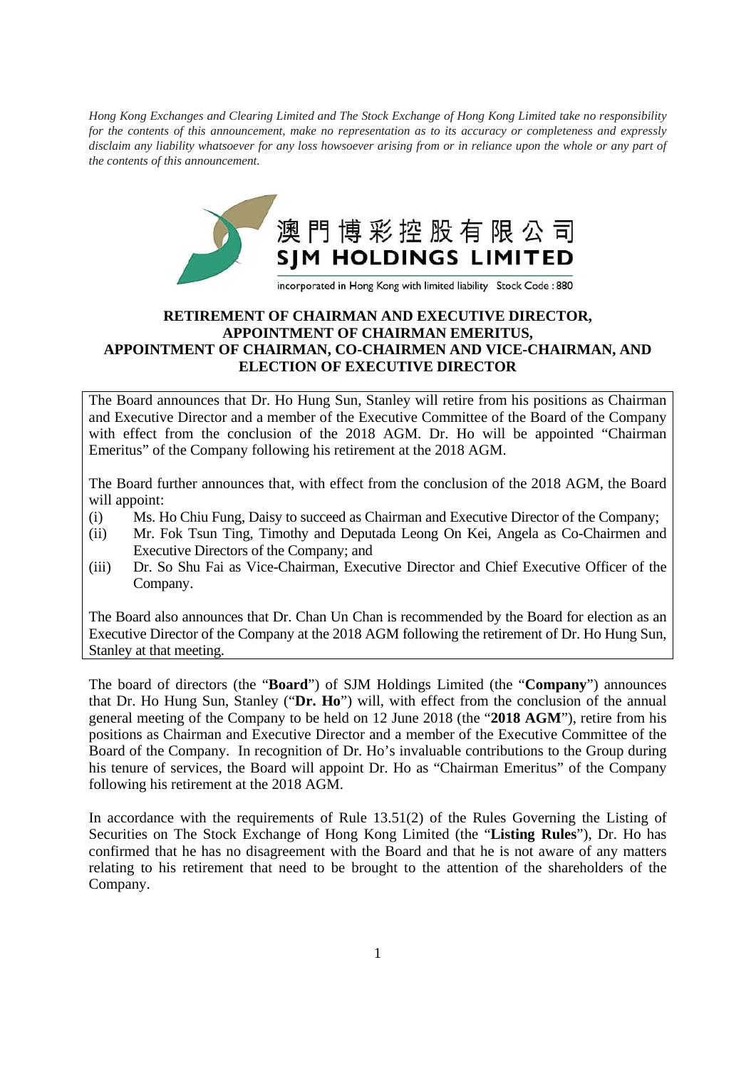*Hong Kong Exchanges and Clearing Limited and The Stock Exchange of Hong Kong Limited take no responsibility for the contents of this announcement, make no representation as to its accuracy or completeness and expressly disclaim any liability whatsoever for any loss howsoever arising from or in reliance upon the whole or any part of the contents of this announcement.*

澳門博彩控股有限公司
**SJM HOLDINGS LIMITED**

incorporated in Hong Kong with limited liability Stock Code : 880

# RETIREMENT OF CHAIRMAN AND EXECUTIVE DIRECTOR, APPOINTMENT OF CHAIRMAN EMERITUS, APPOINTMENT OF CHAIRMAN, CO-CHAIRMEN AND VICE-CHAIRMAN, AND ELECTION OF EXECUTIVE DIRECTOR

The Board announces that Dr. Ho Hung Sun, Stanley will retire from his positions as Chairman and Executive Director and a member of the Executive Committee of the Board of the Company with effect from the conclusion of the 2018 AGM. Dr. Ho will be appointed "Chairman Emeritus" of the Company following his retirement at the 2018 AGM.

The Board further announces that, with effect from the conclusion of the 2018 AGM, the Board will appoint:

(i) Ms. Ho Chiu Fung, Daisy to succeed as Chairman and Executive Director of the Company;
(ii) Mr. Fok Tsun Ting, Timothy and Deputada Leong On Kei, Angela as Co-Chairmen and Executive Directors of the Company; and
(iii) Dr. So Shu Fai as Vice-Chairman, Executive Director and Chief Executive Officer of the Company.

The Board also announces that Dr. Chan Un Chan is recommended by the Board for election as an Executive Director of the Company at the 2018 AGM following the retirement of Dr. Ho Hung Sun, Stanley at that meeting.

The board of directors (the "**Board**") of SJM Holdings Limited (the "**Company**") announces that Dr. Ho Hung Sun, Stanley ("**Dr. Ho**") will, with effect from the conclusion of the annual general meeting of the Company to be held on 12 June 2018 (the "**2018 AGM**"), retire from his positions as Chairman and Executive Director and a member of the Executive Committee of the Board of the Company. In recognition of Dr. Ho's invaluable contributions to the Group during his tenure of services, the Board will appoint Dr. Ho as "Chairman Emeritus" of the Company following his retirement at the 2018 AGM.

In accordance with the requirements of Rule 13.51(2) of the Rules Governing the Listing of Securities on The Stock Exchange of Hong Kong Limited (the "**Listing Rules**"), Dr. Ho has confirmed that he has no disagreement with the Board and that he is not aware of any matters relating to his retirement that need to be brought to the attention of the shareholders of the Company.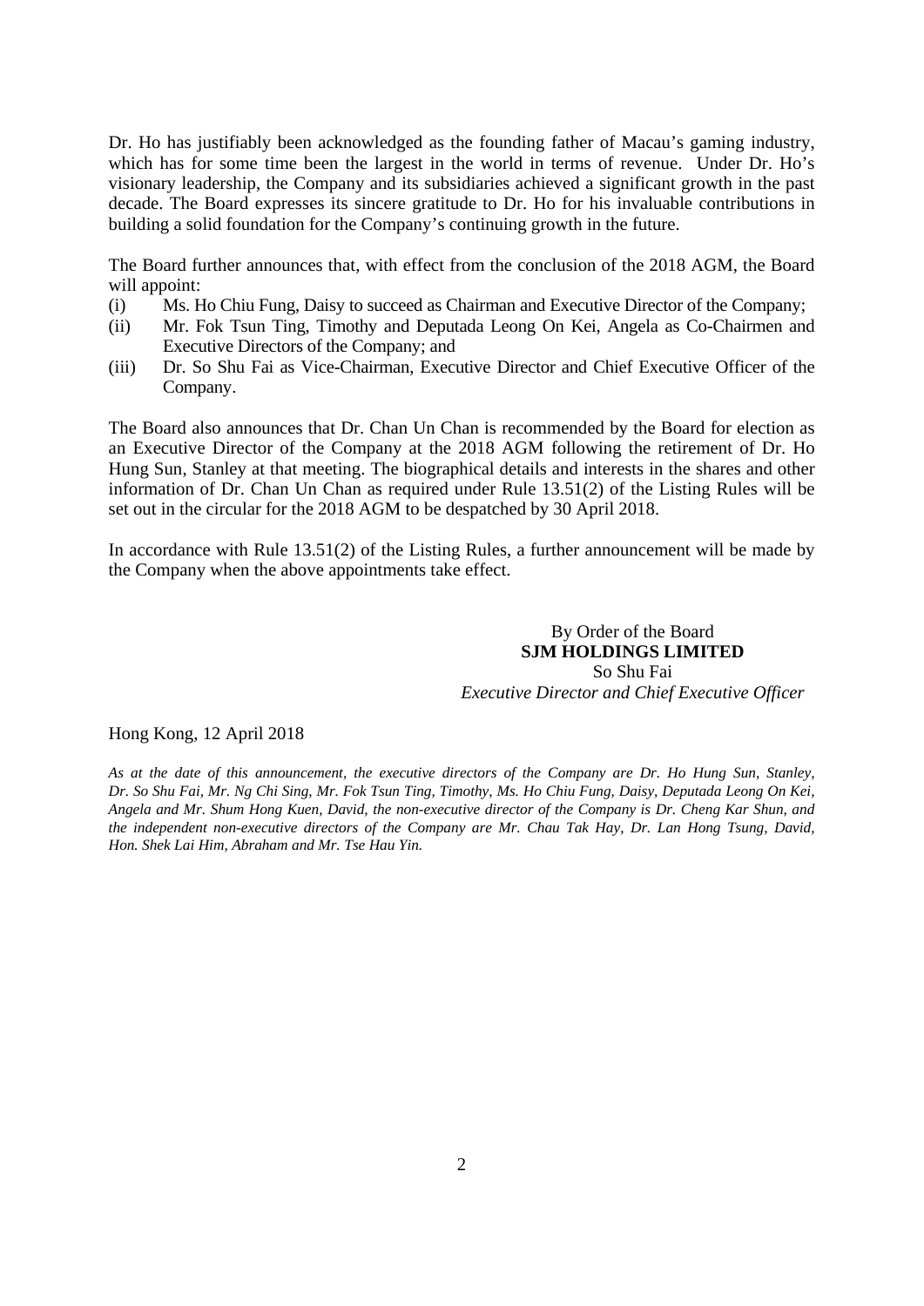Dr. Ho has justifiably been acknowledged as the founding father of Macau's gaming industry, which has for some time been the largest in the world in terms of revenue. Under Dr. Ho's visionary leadership, the Company and its subsidiaries achieved a significant growth in the past decade. The Board expresses its sincere gratitude to Dr. Ho for his invaluable contributions in building a solid foundation for the Company's continuing growth in the future.

The Board further announces that, with effect from the conclusion of the 2018 AGM, the Board will appoint:

(i) Ms. Ho Chiu Fung, Daisy to succeed as Chairman and Executive Director of the Company;

(ii) Mr. Fok Tsun Ting, Timothy and Deputada Leong On Kei, Angela as Co-Chairmen and Executive Directors of the Company; and

(iii) Dr. So Shu Fai as Vice-Chairman, Executive Director and Chief Executive Officer of the Company.

The Board also announces that Dr. Chan Un Chan is recommended by the Board for election as an Executive Director of the Company at the 2018 AGM following the retirement of Dr. Ho Hung Sun, Stanley at that meeting. The biographical details and interests in the shares and other information of Dr. Chan Un Chan as required under Rule 13.51(2) of the Listing Rules will be set out in the circular for the 2018 AGM to be despatched by 30 April 2018.

In accordance with Rule 13.51(2) of the Listing Rules, a further announcement will be made by the Company when the above appointments take effect.

By Order of the Board
**SJM HOLDINGS LIMITED**
So Shu Fai
*Executive Director and Chief Executive Officer*

Hong Kong, 12 April 2018

*As at the date of this announcement, the executive directors of the Company are Dr. Ho Hung Sun, Stanley, Dr. So Shu Fai, Mr. Ng Chi Sing, Mr. Fok Tsun Ting, Timothy, Ms. Ho Chiu Fung, Daisy, Deputada Leong On Kei, Angela and Mr. Shum Hong Kuen, David, the non-executive director of the Company is Dr. Cheng Kar Shun, and the independent non-executive directors of the Company are Mr. Chau Tak Hay, Dr. Lan Hong Tsung, David, Hon. Shek Lai Him, Abraham and Mr. Tse Hau Yin.*